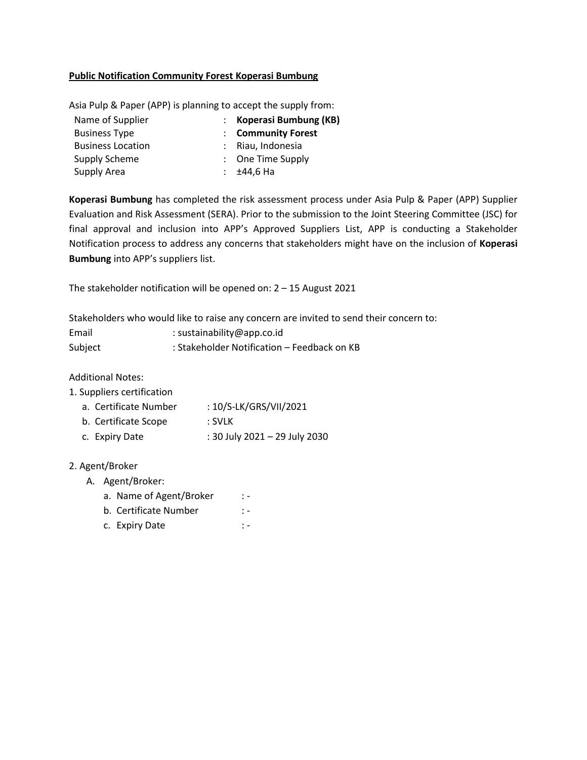**Public Notification Community Forest Koperasi Bumbung**

Asia Pulp & Paper (APP) is planning to accept the supply from:

| | | |
|---|---|---|
| Name of Supplier | : | **Koperasi Bumbung (KB)** |
| Business Type | : | **Community Forest** |
| Business Location | : | Riau, Indonesia |
| Supply Scheme | : | One Time Supply |
| Supply Area | : | ±44,6 Ha |

**Koperasi Bumbung** has completed the risk assessment process under Asia Pulp & Paper (APP) Supplier Evaluation and Risk Assessment (SERA). Prior to the submission to the Joint Steering Committee (JSC) for final approval and inclusion into APP's Approved Suppliers List, APP is conducting a Stakeholder Notification process to address any concerns that stakeholders might have on the inclusion of **Koperasi Bumbung** into APP's suppliers list.

The stakeholder notification will be opened on: 2 – 15 August 2021

Stakeholders who would like to raise any concern are invited to send their concern to:

Email : sustainability@app.co.id

Subject : Stakeholder Notification – Feedback on KB

Additional Notes:

1. Suppliers certification
   a. Certificate Number : 10/S-LK/GRS/VII/2021
   b. Certificate Scope : SVLK
   c. Expiry Date : 30 July 2021 – 29 July 2030

2. Agent/Broker
   A. Agent/Broker:
      a. Name of Agent/Broker : -
      b. Certificate Number : -
      c. Expiry Date : -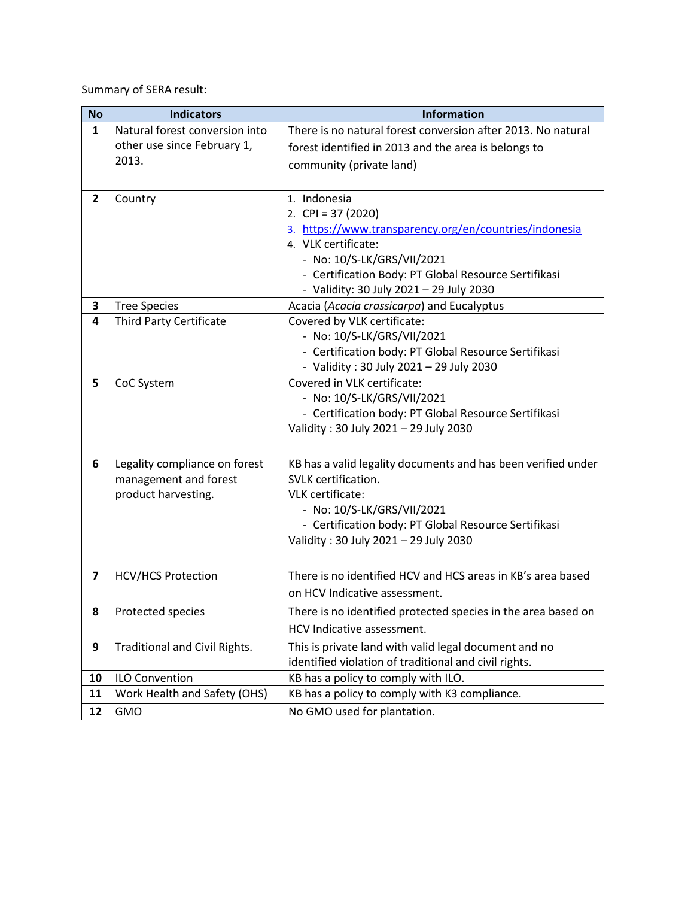Summary of SERA result:

| No | Indicators | Information |
| --- | --- | --- |
| 1 | Natural forest conversion into other use since February 1, 2013. | There is no natural forest conversion after 2013. No natural forest identified in 2013 and the area is belongs to community (private land) |
| 2 | Country | 1. Indonesia<br>2. CPI = 37 (2020)<br>3. https://www.transparency.org/en/countries/indonesia<br>4. VLK certificate:<br>- No: 10/S-LK/GRS/VII/2021<br>- Certification Body: PT Global Resource Sertifikasi<br>- Validity: 30 July 2021 – 29 July 2030 |
| 3 | Tree Species | Acacia (*Acacia crassicarpa*) and Eucalyptus |
| 4 | Third Party Certificate | Covered by VLK certificate:<br>- No: 10/S-LK/GRS/VII/2021<br>- Certification body: PT Global Resource Sertifikasi<br>- Validity : 30 July 2021 – 29 July 2030 |
| 5 | CoC System | Covered in VLK certificate:<br>- No: 10/S-LK/GRS/VII/2021<br>- Certification body: PT Global Resource Sertifikasi<br>Validity : 30 July 2021 – 29 July 2030 |
| 6 | Legality compliance on forest management and forest product harvesting. | KB has a valid legality documents and has been verified under SVLK certification.<br>VLK certificate:<br>- No: 10/S-LK/GRS/VII/2021<br>- Certification body: PT Global Resource Sertifikasi<br>Validity : 30 July 2021 – 29 July 2030 |
| 7 | HCV/HCS Protection | There is no identified HCV and HCS areas in KB's area based on HCV Indicative assessment. |
| 8 | Protected species | There is no identified protected species in the area based on HCV Indicative assessment. |
| 9 | Traditional and Civil Rights. | This is private land with valid legal document and no identified violation of traditional and civil rights. |
| 10 | ILO Convention | KB has a policy to comply with ILO. |
| 11 | Work Health and Safety (OHS) | KB has a policy to comply with K3 compliance. |
| 12 | GMO | No GMO used for plantation. |